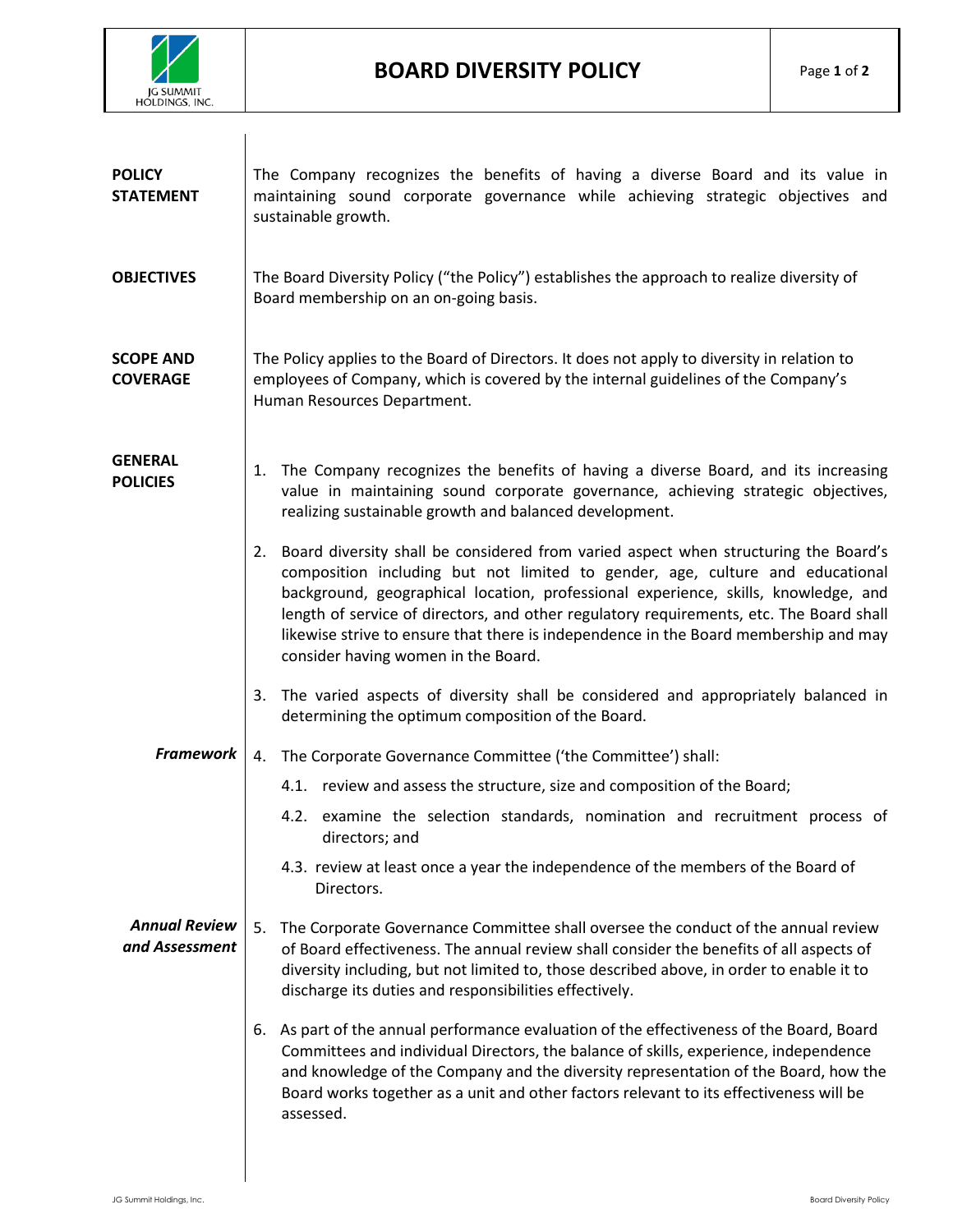# BOARD DIVERSITY POLICY

**POLICY STATEMENT**

The Company recognizes the benefits of having a diverse Board and its value in maintaining sound corporate governance while achieving strategic objectives and sustainable growth.

**OBJECTIVES**

The Board Diversity Policy ("the Policy") establishes the approach to realize diversity of Board membership on an on-going basis.

**SCOPE AND COVERAGE**

The Policy applies to the Board of Directors. It does not apply to diversity in relation to employees of Company, which is covered by the internal guidelines of the Company's Human Resources Department.

**GENERAL POLICIES**

1. The Company recognizes the benefits of having a diverse Board, and its increasing value in maintaining sound corporate governance, achieving strategic objectives, realizing sustainable growth and balanced development.

2. Board diversity shall be considered from varied aspect when structuring the Board's composition including but not limited to gender, age, culture and educational background, geographical location, professional experience, skills, knowledge, and length of service of directors, and other regulatory requirements, etc. The Board shall likewise strive to ensure that there is independence in the Board membership and may consider having women in the Board.

3. The varied aspects of diversity shall be considered and appropriately balanced in determining the optimum composition of the Board.

***Framework***

4. The Corporate Governance Committee ('the Committee') shall:
   - 4.1. review and assess the structure, size and composition of the Board;
   - 4.2. examine the selection standards, nomination and recruitment process of directors; and
   - 4.3. review at least once a year the independence of the members of the Board of Directors.

***Annual Review and Assessment***

5. The Corporate Governance Committee shall oversee the conduct of the annual review of Board effectiveness. The annual review shall consider the benefits of all aspects of diversity including, but not limited to, those described above, in order to enable it to discharge its duties and responsibilities effectively.

6. As part of the annual performance evaluation of the effectiveness of the Board, Board Committees and individual Directors, the balance of skills, experience, independence and knowledge of the Company and the diversity representation of the Board, how the Board works together as a unit and other factors relevant to its effectiveness will be assessed.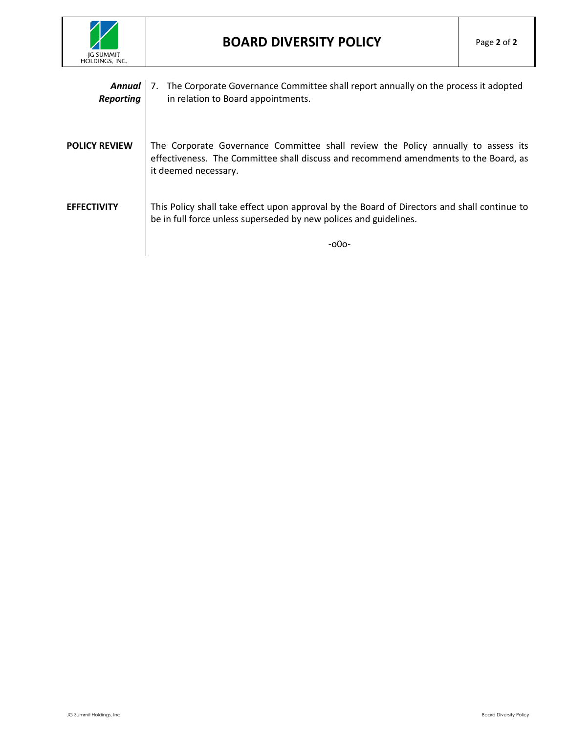***Annual Reporting***

7. The Corporate Governance Committee shall report annually on the process it adopted in relation to Board appointments.

**POLICY REVIEW**

The Corporate Governance Committee shall review the Policy annually to assess its effectiveness. The Committee shall discuss and recommend amendments to the Board, as it deemed necessary.

**EFFECTIVITY**

This Policy shall take effect upon approval by the Board of Directors and shall continue to be in full force unless superseded by new polices and guidelines.

-o0o-